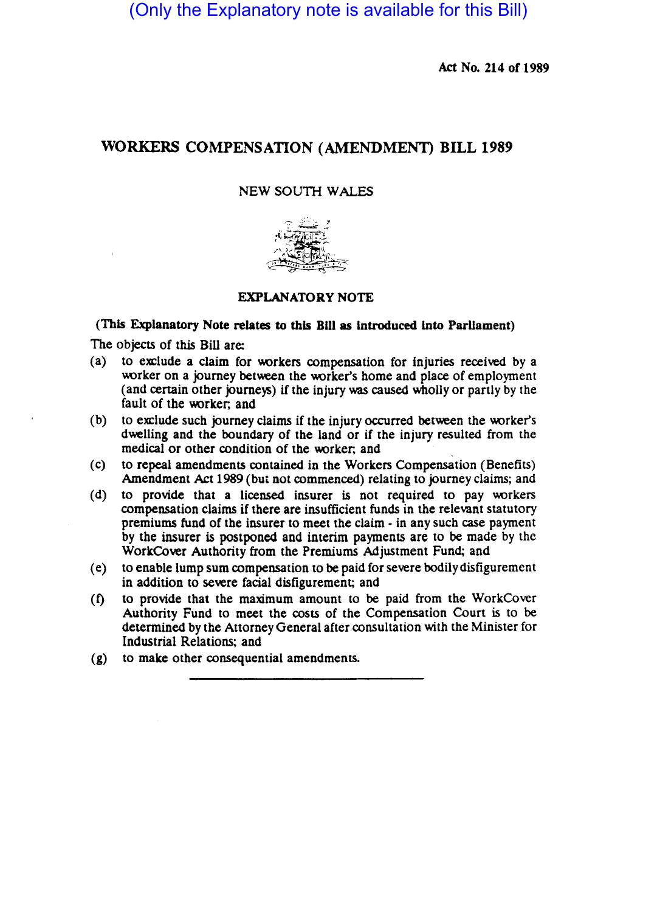(Only the Explanatory note is available for this Bill)

Act No. 214 of 1989

# WORKERS COMPENSATION (AMENDMENT) BILL 1989

NEW SOUTH WALES

## EXPLANATORY NOTE

**(This Explanatory Note relates to this Bill as introduced into Parliament)**

The objects of this Bill are:

(a) to exclude a claim for workers compensation for injuries received by a worker on a journey between the worker's home and place of employment (and certain other journeys) if the injury was caused wholly or partly by the fault of the worker; and

(b) to exclude such journey claims if the injury occurred between the worker's dwelling and the boundary of the land or if the injury resulted from the medical or other condition of the worker; and

(c) to repeal amendments contained in the Workers Compensation (Benefits) Amendment Act 1989 (but not commenced) relating to journey claims; and

(d) to provide that a licensed insurer is not required to pay workers compensation claims if there are insufficient funds in the relevant statutory premiums fund of the insurer to meet the claim - in any such case payment by the insurer is postponed and interim payments are to be made by the WorkCover Authority from the Premiums Adjustment Fund; and

(e) to enable lump sum compensation to be paid for severe bodily disfigurement in addition to severe facial disfigurement; and

(f) to provide that the maximum amount to be paid from the WorkCover Authority Fund to meet the costs of the Compensation Court is to be determined by the Attorney General after consultation with the Minister for Industrial Relations; and

(g) to make other consequential amendments.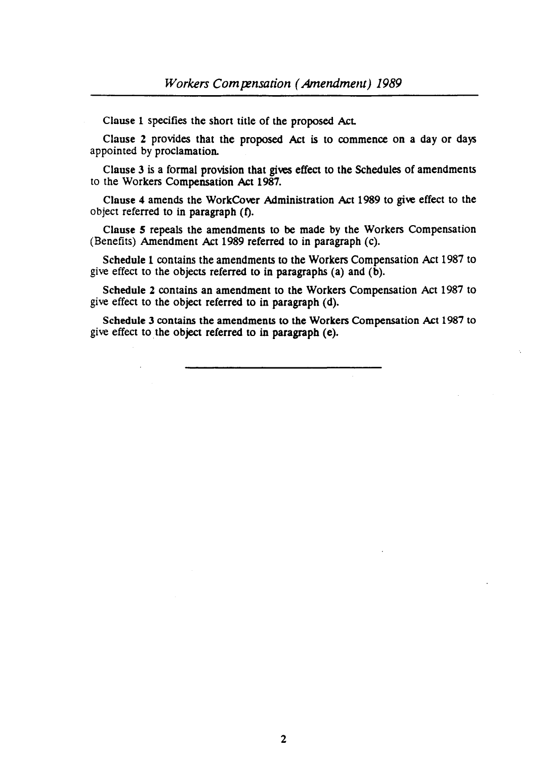Clause 1 specifies the short title of the proposed Act.

Clause 2 provides that the proposed Act is to commence on a day or days appointed by proclamation.

Clause 3 is a formal provision that gives effect to the Schedules of amendments to the Workers Compensation Act 1987.

Clause 4 amends the WorkCover Administration Act 1989 to give effect to the object referred to in paragraph (f).

Clause 5 repeals the amendments to be made by the Workers Compensation (Benefits) Amendment Act 1989 referred to in paragraph (c).

Schedule 1 contains the amendments to the Workers Compensation Act 1987 to give effect to the objects referred to in paragraphs (a) and (b).

Schedule 2 contains an amendment to the Workers Compensation Act 1987 to give effect to the object referred to in paragraph (d).

Schedule 3 contains the amendments to the Workers Compensation Act 1987 to give effect to the object referred to in paragraph (e).